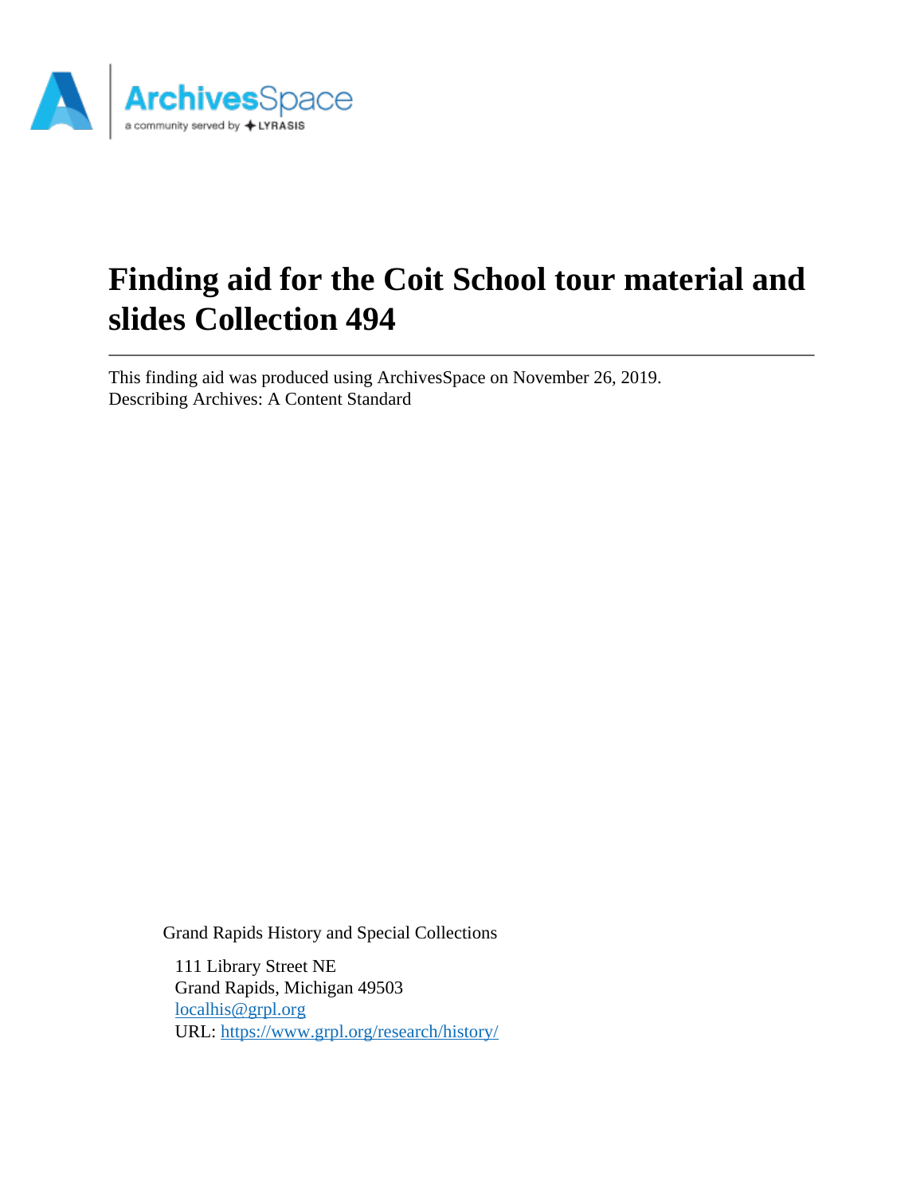# Finding aid for the Coit School tour material and slides Collection 494

This finding aid was produced using ArchivesSpace on November 26, 2019.
Describing Archives: A Content Standard

Grand Rapids History and Special Collections

111 Library Street NE
Grand Rapids, Michigan 49503
localhis@grpl.org
URL: https://www.grpl.org/research/history/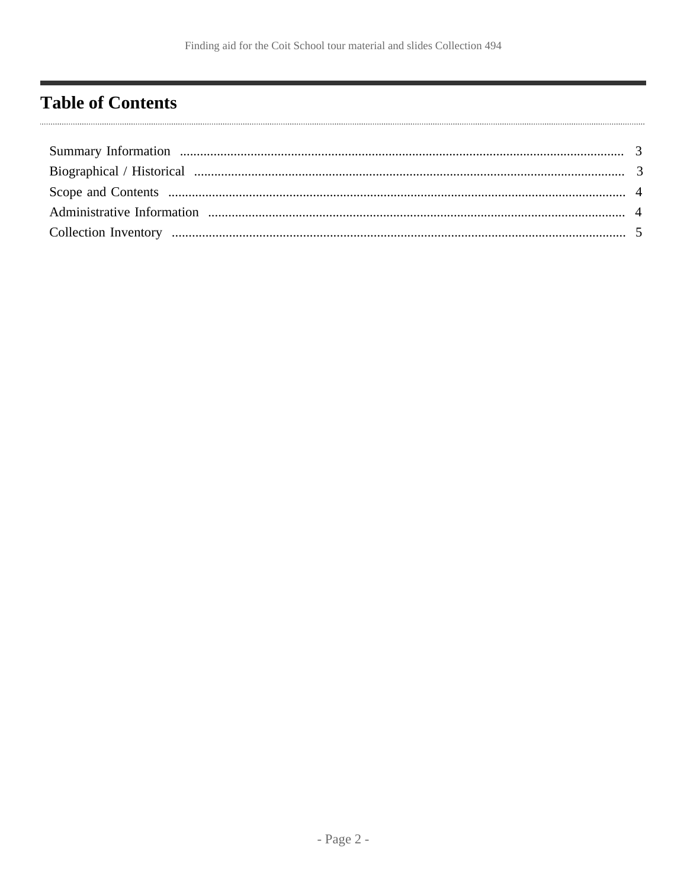# Table of Contents

Summary Information ..................................................................................................................................... 3

Biographical / Historical ................................................................................................................................ 3

Scope and Contents ........................................................................................................................................ 4

Administrative Information ............................................................................................................................ 4

Collection Inventory ....................................................................................................................................... 5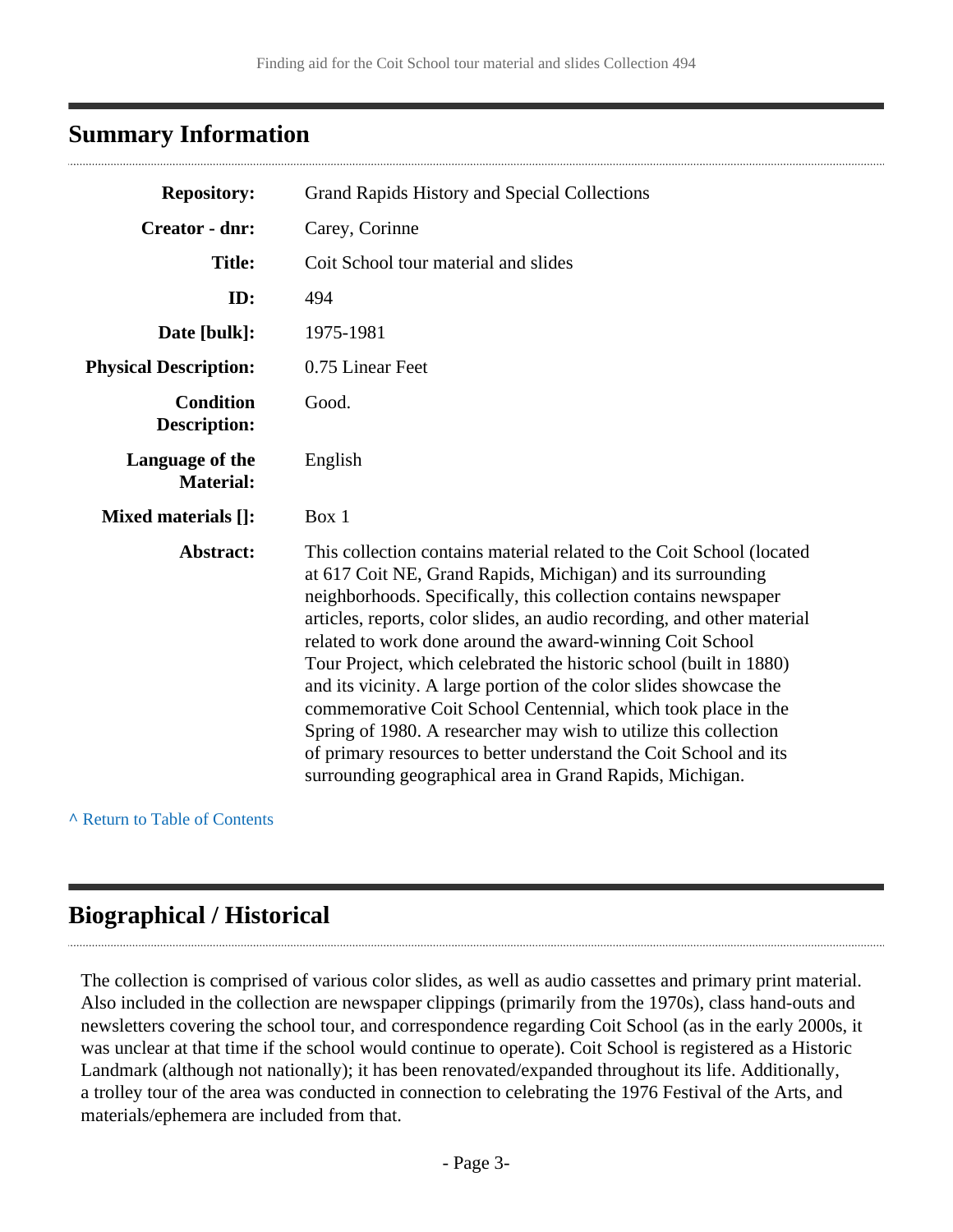## Summary Information

| | |
|---|---|
| **Repository:** | Grand Rapids History and Special Collections |
| **Creator - dnr:** | Carey, Corinne |
| **Title:** | Coit School tour material and slides |
| **ID:** | 494 |
| **Date [bulk]:** | 1975-1981 |
| **Physical Description:** | 0.75 Linear Feet |
| **Condition Description:** | Good. |
| **Language of the Material:** | English |
| **Mixed materials []:** | Box 1 |
| **Abstract:** | This collection contains material related to the Coit School (located at 617 Coit NE, Grand Rapids, Michigan) and its surrounding neighborhoods. Specifically, this collection contains newspaper articles, reports, color slides, an audio recording, and other material related to work done around the award-winning Coit School Tour Project, which celebrated the historic school (built in 1880) and its vicinity. A large portion of the color slides showcase the commemorative Coit School Centennial, which took place in the Spring of 1980. A researcher may wish to utilize this collection of primary resources to better understand the Coit School and its surrounding geographical area in Grand Rapids, Michigan. |

^ Return to Table of Contents

## Biographical / Historical

The collection is comprised of various color slides, as well as audio cassettes and primary print material. Also included in the collection are newspaper clippings (primarily from the 1970s), class hand-outs and newsletters covering the school tour, and correspondence regarding Coit School (as in the early 2000s, it was unclear at that time if the school would continue to operate). Coit School is registered as a Historic Landmark (although not nationally); it has been renovated/expanded throughout its life. Additionally, a trolley tour of the area was conducted in connection to celebrating the 1976 Festival of the Arts, and materials/ephemera are included from that.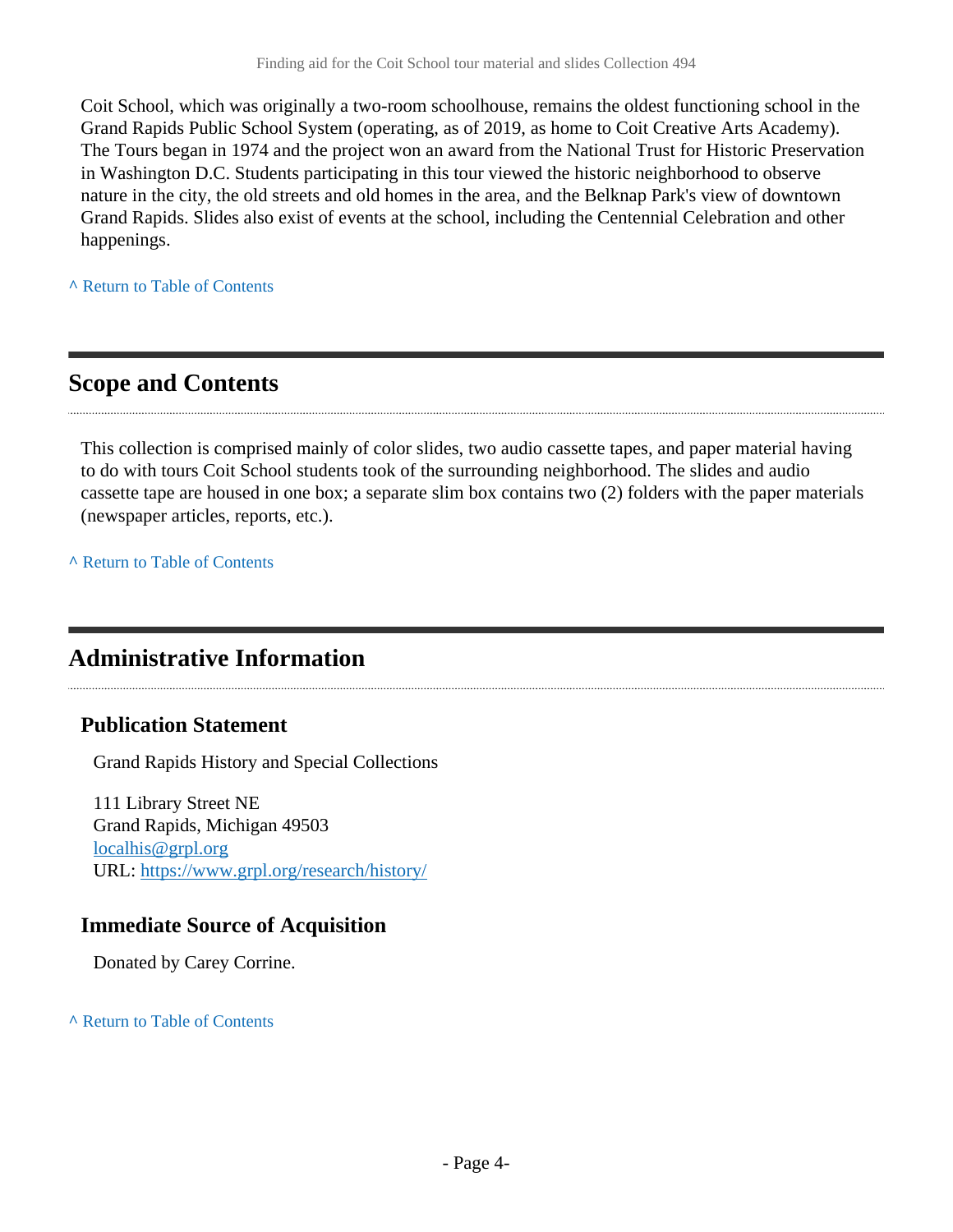Coit School, which was originally a two-room schoolhouse, remains the oldest functioning school in the Grand Rapids Public School System (operating, as of 2019, as home to Coit Creative Arts Academy). The Tours began in 1974 and the project won an award from the National Trust for Historic Preservation in Washington D.C. Students participating in this tour viewed the historic neighborhood to observe nature in the city, the old streets and old homes in the area, and the Belknap Park's view of downtown Grand Rapids. Slides also exist of events at the school, including the Centennial Celebration and other happenings.

^ Return to Table of Contents

## Scope and Contents

This collection is comprised mainly of color slides, two audio cassette tapes, and paper material having to do with tours Coit School students took of the surrounding neighborhood. The slides and audio cassette tape are housed in one box; a separate slim box contains two (2) folders with the paper materials (newspaper articles, reports, etc.).

^ Return to Table of Contents

## Administrative Information

### Publication Statement

Grand Rapids History and Special Collections

111 Library Street NE
Grand Rapids, Michigan 49503
localhis@grpl.org
URL: https://www.grpl.org/research/history/

### Immediate Source of Acquisition

Donated by Carey Corrine.

^ Return to Table of Contents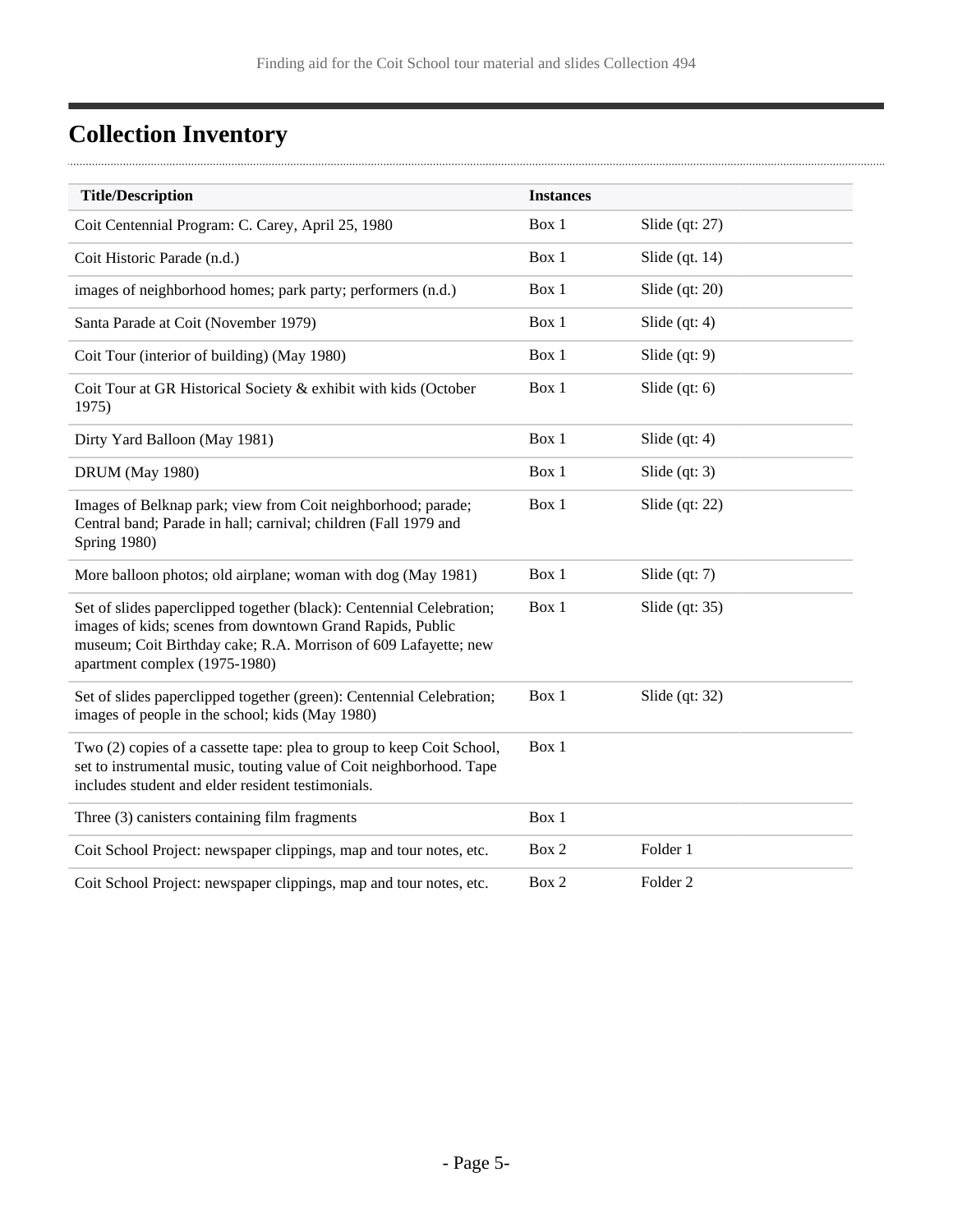## Collection Inventory

| Title/Description | Instances | |
|---|---|---|
| Coit Centennial Program: C. Carey, April 25, 1980 | Box 1 | Slide (qt: 27) |
| Coit Historic Parade (n.d.) | Box 1 | Slide (qt. 14) |
| images of neighborhood homes; park party; performers (n.d.) | Box 1 | Slide (qt: 20) |
| Santa Parade at Coit (November 1979) | Box 1 | Slide (qt: 4) |
| Coit Tour (interior of building) (May 1980) | Box 1 | Slide (qt: 9) |
| Coit Tour at GR Historical Society & exhibit with kids (October 1975) | Box 1 | Slide (qt: 6) |
| Dirty Yard Balloon (May 1981) | Box 1 | Slide (qt: 4) |
| DRUM (May 1980) | Box 1 | Slide (qt: 3) |
| Images of Belknap park; view from Coit neighborhood; parade; Central band; Parade in hall; carnival; children (Fall 1979 and Spring 1980) | Box 1 | Slide (qt: 22) |
| More balloon photos; old airplane; woman with dog (May 1981) | Box 1 | Slide (qt: 7) |
| Set of slides paperclipped together (black): Centennial Celebration; images of kids; scenes from downtown Grand Rapids, Public museum; Coit Birthday cake; R.A. Morrison of 609 Lafayette; new apartment complex (1975-1980) | Box 1 | Slide (qt: 35) |
| Set of slides paperclipped together (green): Centennial Celebration; images of people in the school; kids (May 1980) | Box 1 | Slide (qt: 32) |
| Two (2) copies of a cassette tape: plea to group to keep Coit School, set to instrumental music, touting value of Coit neighborhood. Tape includes student and elder resident testimonials. | Box 1 | |
| Three (3) canisters containing film fragments | Box 1 | |
| Coit School Project: newspaper clippings, map and tour notes, etc. | Box 2 | Folder 1 |
| Coit School Project: newspaper clippings, map and tour notes, etc. | Box 2 | Folder 2 |